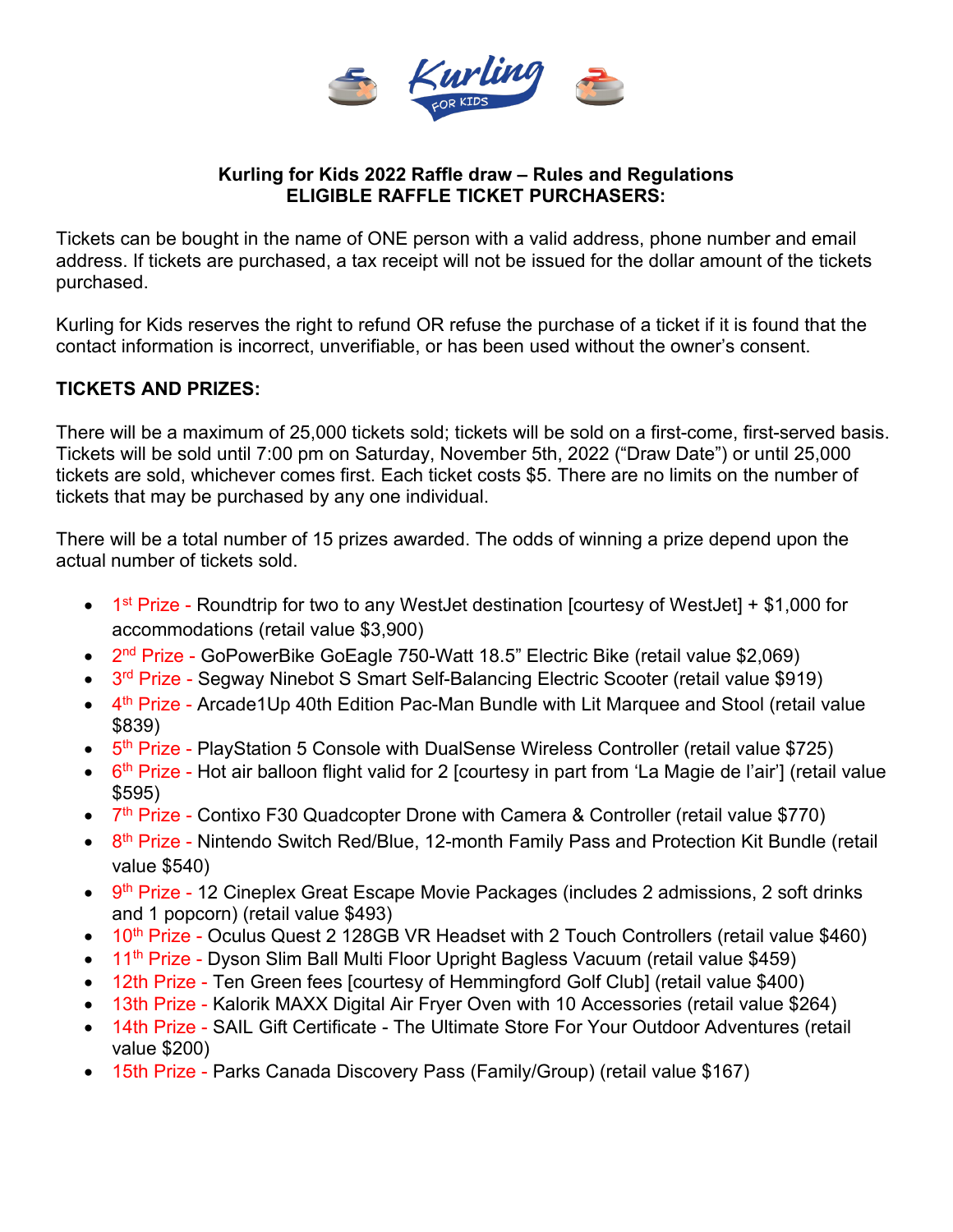**Kurling for Kids 2022 Raffle draw – Rules and Regulations**
**ELIGIBLE RAFFLE TICKET PURCHASERS:**

Tickets can be bought in the name of ONE person with a valid address, phone number and email address. If tickets are purchased, a tax receipt will not be issued for the dollar amount of the tickets purchased.

Kurling for Kids reserves the right to refund OR refuse the purchase of a ticket if it is found that the contact information is incorrect, unverifiable, or has been used without the owner's consent.

**TICKETS AND PRIZES:**

There will be a maximum of 25,000 tickets sold; tickets will be sold on a first-come, first-served basis. Tickets will be sold until 7:00 pm on Saturday, November 5th, 2022 ("Draw Date") or until 25,000 tickets are sold, whichever comes first. Each ticket costs $5. There are no limits on the number of tickets that may be purchased by any one individual.

There will be a total number of 15 prizes awarded. The odds of winning a prize depend upon the actual number of tickets sold.

- 1st Prize - Roundtrip for two to any WestJet destination [courtesy of WestJet] + $1,000 for accommodations (retail value $3,900)
- 2nd Prize - GoPowerBike GoEagle 750-Watt 18.5" Electric Bike (retail value $2,069)
- 3rd Prize - Segway Ninebot S Smart Self-Balancing Electric Scooter (retail value $919)
- 4th Prize - Arcade1Up 40th Edition Pac-Man Bundle with Lit Marquee and Stool (retail value $839)
- 5th Prize - PlayStation 5 Console with DualSense Wireless Controller (retail value $725)
- 6th Prize - Hot air balloon flight valid for 2 [courtesy in part from 'La Magie de l'air'] (retail value $595)
- 7th Prize - Contixo F30 Quadcopter Drone with Camera & Controller (retail value $770)
- 8th Prize - Nintendo Switch Red/Blue, 12-month Family Pass and Protection Kit Bundle (retail value $540)
- 9th Prize - 12 Cineplex Great Escape Movie Packages (includes 2 admissions, 2 soft drinks and 1 popcorn) (retail value $493)
- 10th Prize - Oculus Quest 2 128GB VR Headset with 2 Touch Controllers (retail value $460)
- 11th Prize - Dyson Slim Ball Multi Floor Upright Bagless Vacuum (retail value $459)
- 12th Prize - Ten Green fees [courtesy of Hemmingford Golf Club] (retail value $400)
- 13th Prize - Kalorik MAXX Digital Air Fryer Oven with 10 Accessories (retail value $264)
- 14th Prize - SAIL Gift Certificate - The Ultimate Store For Your Outdoor Adventures (retail value $200)
- 15th Prize - Parks Canada Discovery Pass (Family/Group) (retail value $167)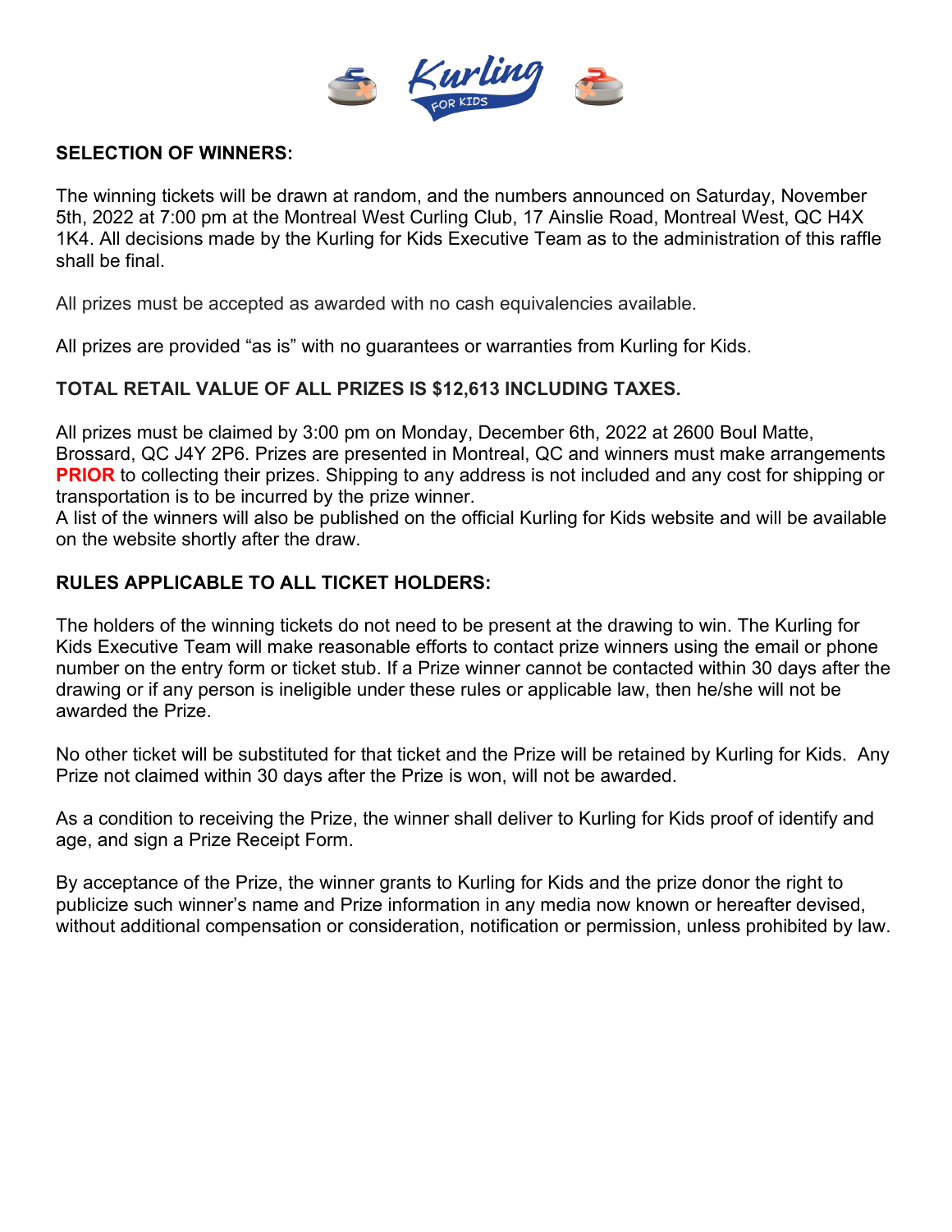## SELECTION OF WINNERS:

The winning tickets will be drawn at random, and the numbers announced on Saturday, November 5th, 2022 at 7:00 pm at the Montreal West Curling Club, 17 Ainslie Road, Montreal West, QC H4X 1K4. All decisions made by the Kurling for Kids Executive Team as to the administration of this raffle shall be final.

All prizes must be accepted as awarded with no cash equivalencies available.

All prizes are provided "as is" with no guarantees or warranties from Kurling for Kids.

**TOTAL RETAIL VALUE OF ALL PRIZES IS $12,613 INCLUDING TAXES.**

All prizes must be claimed by 3:00 pm on Monday, December 6th, 2022 at 2600 Boul Matte, Brossard, QC J4Y 2P6. Prizes are presented in Montreal, QC and winners must make arrangements **PRIOR** to collecting their prizes. Shipping to any address is not included and any cost for shipping or transportation is to be incurred by the prize winner.
A list of the winners will also be published on the official Kurling for Kids website and will be available on the website shortly after the draw.

## RULES APPLICABLE TO ALL TICKET HOLDERS:

The holders of the winning tickets do not need to be present at the drawing to win. The Kurling for Kids Executive Team will make reasonable efforts to contact prize winners using the email or phone number on the entry form or ticket stub. If a Prize winner cannot be contacted within 30 days after the drawing or if any person is ineligible under these rules or applicable law, then he/she will not be awarded the Prize.

No other ticket will be substituted for that ticket and the Prize will be retained by Kurling for Kids. Any Prize not claimed within 30 days after the Prize is won, will not be awarded.

As a condition to receiving the Prize, the winner shall deliver to Kurling for Kids proof of identify and age, and sign a Prize Receipt Form.

By acceptance of the Prize, the winner grants to Kurling for Kids and the prize donor the right to publicize such winner's name and Prize information in any media now known or hereafter devised, without additional compensation or consideration, notification or permission, unless prohibited by law.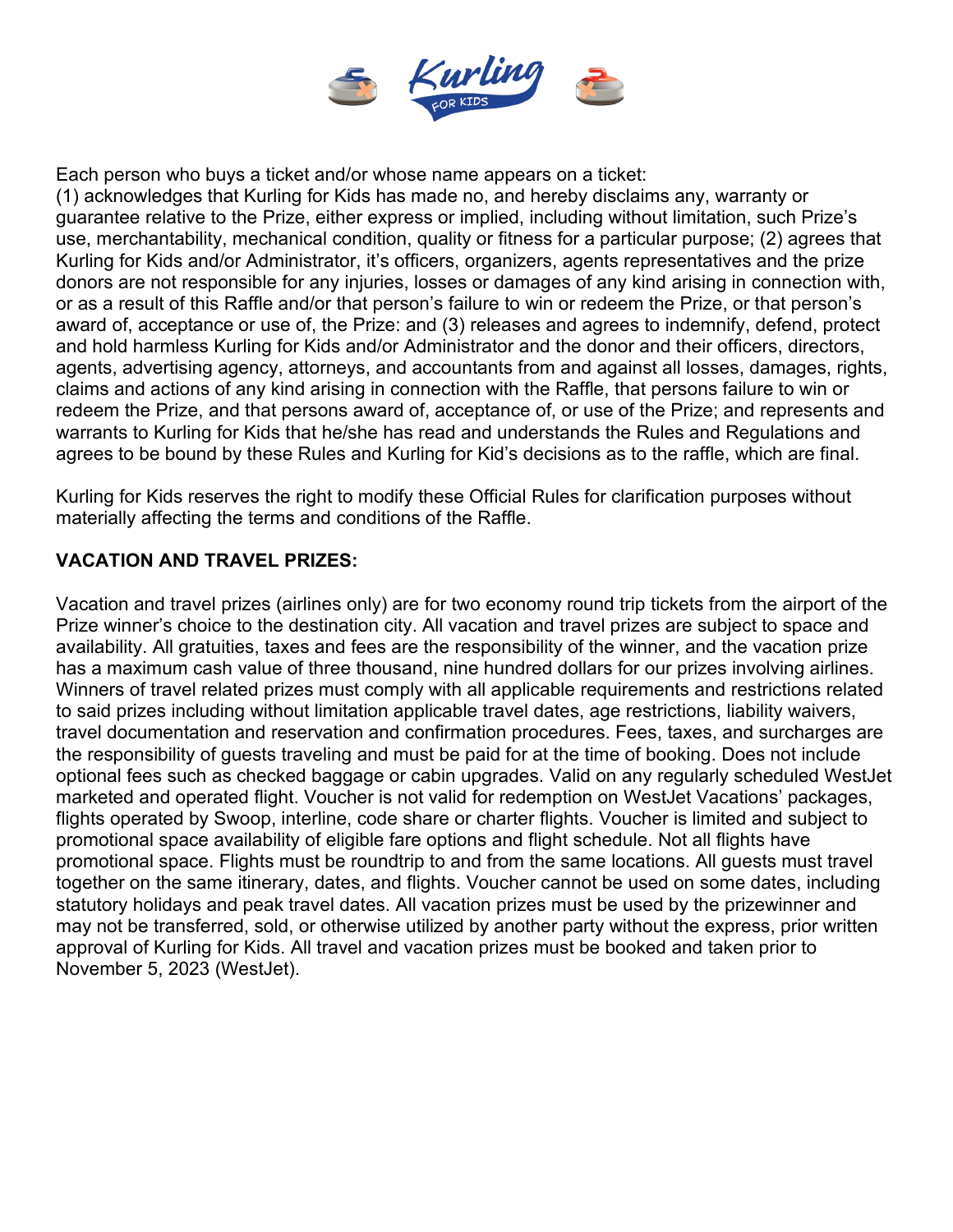Each person who buys a ticket and/or whose name appears on a ticket:
(1) acknowledges that Kurling for Kids has made no, and hereby disclaims any, warranty or guarantee relative to the Prize, either express or implied, including without limitation, such Prize's use, merchantability, mechanical condition, quality or fitness for a particular purpose; (2) agrees that Kurling for Kids and/or Administrator, it's officers, organizers, agents representatives and the prize donors are not responsible for any injuries, losses or damages of any kind arising in connection with, or as a result of this Raffle and/or that person's failure to win or redeem the Prize, or that person's award of, acceptance or use of, the Prize: and (3) releases and agrees to indemnify, defend, protect and hold harmless Kurling for Kids and/or Administrator and the donor and their officers, directors, agents, advertising agency, attorneys, and accountants from and against all losses, damages, rights, claims and actions of any kind arising in connection with the Raffle, that persons failure to win or redeem the Prize, and that persons award of, acceptance of, or use of the Prize; and represents and warrants to Kurling for Kids that he/she has read and understands the Rules and Regulations and agrees to be bound by these Rules and Kurling for Kid's decisions as to the raffle, which are final.

Kurling for Kids reserves the right to modify these Official Rules for clarification purposes without materially affecting the terms and conditions of the Raffle.

**VACATION AND TRAVEL PRIZES:**

Vacation and travel prizes (airlines only) are for two economy round trip tickets from the airport of the Prize winner's choice to the destination city. All vacation and travel prizes are subject to space and availability. All gratuities, taxes and fees are the responsibility of the winner, and the vacation prize has a maximum cash value of three thousand, nine hundred dollars for our prizes involving airlines. Winners of travel related prizes must comply with all applicable requirements and restrictions related to said prizes including without limitation applicable travel dates, age restrictions, liability waivers, travel documentation and reservation and confirmation procedures. Fees, taxes, and surcharges are the responsibility of guests traveling and must be paid for at the time of booking. Does not include optional fees such as checked baggage or cabin upgrades. Valid on any regularly scheduled WestJet marketed and operated flight. Voucher is not valid for redemption on WestJet Vacations' packages, flights operated by Swoop, interline, code share or charter flights. Voucher is limited and subject to promotional space availability of eligible fare options and flight schedule. Not all flights have promotional space. Flights must be roundtrip to and from the same locations. All guests must travel together on the same itinerary, dates, and flights. Voucher cannot be used on some dates, including statutory holidays and peak travel dates. All vacation prizes must be used by the prizewinner and may not be transferred, sold, or otherwise utilized by another party without the express, prior written approval of Kurling for Kids. All travel and vacation prizes must be booked and taken prior to November 5, 2023 (WestJet).